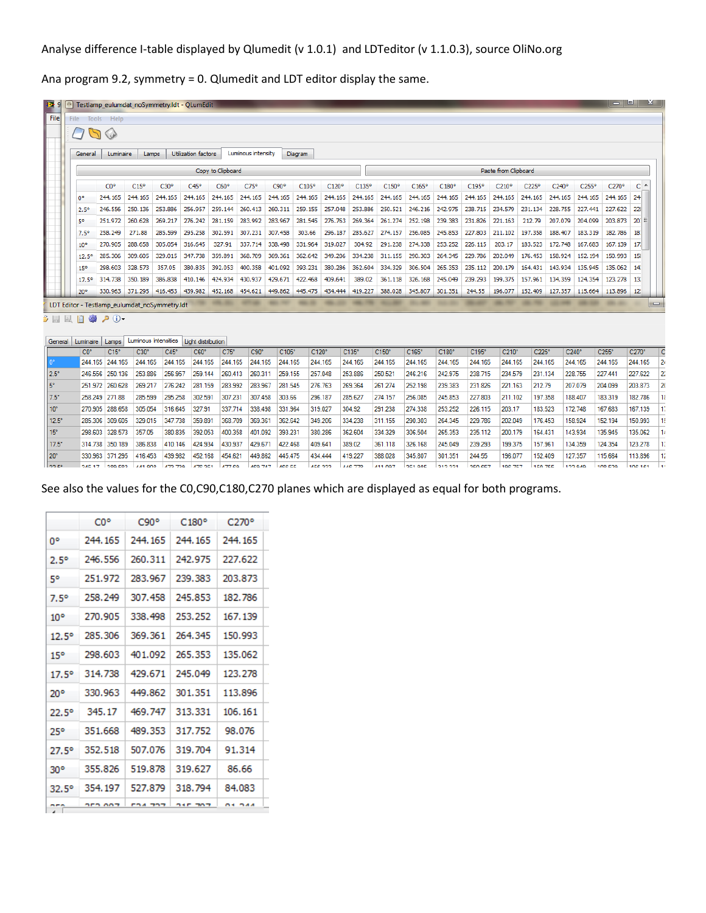Analyse difference I-table displayed by Qlumedit (v 1.0.1) and LDTeditor (v 1.1.0.3), source OliNo.org

Ana program 9.2, symmetry = 0. Qlumedit and LDT editor display the same.

Testlamp_eulumdat_noSymmetry.ldt - QLumEdit

File Tools Help

General | Luminaire | Lamps | Utilization factors | Luminous intensity | Diagram

Copy to Clipboard | Paste from Clipboard

| | C0° | C15° | C30° | C45° | C60° | C75° | C90° | C105° | C120° | C135° | C150° | C165° | C180° | C195° | C210° | C225° | C240° | C255° | C270° |
|---|---|---|---|---|---|---|---|---|---|---|---|---|---|---|---|---|---|---|---|
| 0° | 244.165 | 244.165 | 244.165 | 244.165 | 244.165 | 244.165 | 244.165 | 244.165 | 244.165 | 244.165 | 244.165 | 244.165 | 244.165 | 244.165 | 244.165 | 244.165 | 244.165 | 244.165 | 244.165 |
| 2.5° | 246.556 | 250.136 | 253.886 | 256.957 | 259.144 | 260.413 | 260.311 | 259.155 | 257.048 | 253.886 | 250.521 | 246.216 | 242.975 | 238.715 | 234.579 | 231.134 | 228.755 | 227.441 | 227.622 |
| 5° | 251.972 | 260.628 | 269.217 | 276.242 | 281.159 | 283.992 | 283.967 | 281.545 | 276.763 | 269.364 | 261.274 | 252.198 | 239.383 | 231.826 | 221.163 | 212.79 | 207.079 | 204.099 | 203.873 |
| 7.5° | 258.249 | 271.88 | 285.599 | 295.258 | 302.591 | 307.231 | 307.458 | 303.66 | 296.187 | 285.627 | 274.157 | 256.085 | 245.853 | 227.803 | 211.102 | 197.358 | 188.407 | 183.319 | 182.786 |
| 10° | 270.905 | 288.658 | 305.054 | 316.645 | 327.91 | 337.714 | 338.498 | 331.964 | 319.027 | 304.92 | 291.238 | 274.338 | 253.252 | 226.115 | 203.17 | 183.523 | 172.748 | 167.683 | 167.139 |
| 12.5° | 285.306 | 309.605 | 329.015 | 347.738 | 359.891 | 368.709 | 369.361 | 362.642 | 349.206 | 334.238 | 311.155 | 290.303 | 264.345 | 229.786 | 202.049 | 176.453 | 158.924 | 152.194 | 150.993 |
| 15° | 298.603 | 328.573 | 357.05 | 380.835 | 392.053 | 400.358 | 401.092 | 393.231 | 380.286 | 362.604 | 334.329 | 306.504 | 265.353 | 235.112 | 200.179 | 164.431 | 143.934 | 135.945 | 135.062 |
| 17.5° | 314.738 | 350.189 | 386.838 | 410.146 | 424.934 | 430.937 | 429.671 | 422.468 | 409.641 | 389.02 | 361.118 | 326.168 | 245.049 | 239.293 | 199.375 | 157.961 | 134.359 | 124.354 | 123.278 |
| 20° | 330.963 | 371.295 | 416.453 | 439.982 | 452.168 | 454.621 | 449.862 | 445.475 | 434.444 | 419.227 | 388.028 | 345.807 | 301.351 | 244.55 | 196.077 | 152.409 | 127.357 | 115.664 | 113.896 |

LDT Editor - Testlamp_eulumdat_noSymmetry.ldt

General | Luminaire | Lamps | Luminous intensities | Light distribution

| | C0° | C15° | C30° | C45° | C60° | C75° | C90° | C105° | C120° | C135° | C150° | C165° | C180° | C195° | C210° | C225° | C240° | C255° | C270° |
|---|---|---|---|---|---|---|---|---|---|---|---|---|---|---|---|---|---|---|---|
| 0° | 244.165 | 244.165 | 244.165 | 244.165 | 244.165 | 244.165 | 244.165 | 244.165 | 244.165 | 244.165 | 244.165 | 244.165 | 244.165 | 244.165 | 244.165 | 244.165 | 244.165 | 244.165 | 244.165 |
| 2.5° | 246.556 | 250.136 | 253.886 | 256.957 | 259.144 | 260.413 | 260.311 | 259.155 | 257.048 | 253.886 | 250.521 | 246.216 | 242.975 | 238.715 | 234.579 | 231.134 | 228.755 | 227.441 | 227.622 |
| 5° | 251.972 | 260.628 | 269.217 | 276.242 | 281.159 | 283.992 | 283.967 | 281.545 | 276.763 | 269.364 | 261.274 | 252.198 | 239.383 | 231.826 | 221.163 | 212.79 | 207.079 | 204.099 | 203.873 |
| 7.5° | 258.249 | 271.88 | 285.599 | 295.258 | 302.591 | 307.231 | 307.458 | 303.66 | 296.187 | 285.627 | 274.157 | 256.085 | 245.853 | 227.803 | 211.102 | 197.358 | 188.407 | 183.319 | 182.786 |
| 10° | 270.905 | 288.658 | 305.054 | 316.645 | 327.91 | 337.714 | 338.498 | 331.964 | 319.027 | 304.92 | 291.238 | 274.338 | 253.252 | 226.115 | 203.17 | 183.523 | 172.748 | 167.683 | 167.139 |
| 12.5° | 285.306 | 309.605 | 329.015 | 347.738 | 359.891 | 368.709 | 369.361 | 362.642 | 349.206 | 334.238 | 311.155 | 290.303 | 264.345 | 229.786 | 202.049 | 176.453 | 158.924 | 152.194 | 150.993 |
| 15° | 298.603 | 328.573 | 357.05 | 380.835 | 392.053 | 400.358 | 401.092 | 393.231 | 380.286 | 362.604 | 334.329 | 306.504 | 265.353 | 235.112 | 200.179 | 164.431 | 143.934 | 135.945 | 135.062 |
| 17.5° | 314.738 | 350.189 | 386.838 | 410.146 | 424.934 | 430.937 | 429.671 | 422.468 | 409.641 | 389.02 | 361.118 | 326.168 | 245.049 | 239.293 | 199.375 | 157.961 | 134.359 | 124.354 | 123.278 |
| 20° | 330.963 | 371.295 | 416.453 | 439.982 | 452.168 | 454.621 | 449.862 | 445.475 | 434.444 | 419.227 | 388.028 | 345.807 | 301.351 | 244.55 | 196.077 | 152.409 | 127.357 | 115.664 | 113.896 |

See also the values for the C0,C90,C180,C270 planes which are displayed as equal for both programs.

| | C0° | C90° | C180° | C270° |
|---|---|---|---|---|
| 0° | 244.165 | 244.165 | 244.165 | 244.165 |
| 2.5° | 246.556 | 260.311 | 242.975 | 227.622 |
| 5° | 251.972 | 283.967 | 239.383 | 203.873 |
| 7.5° | 258.249 | 307.458 | 245.853 | 182.786 |
| 10° | 270.905 | 338.498 | 253.252 | 167.139 |
| 12.5° | 285.306 | 369.361 | 264.345 | 150.993 |
| 15° | 298.603 | 401.092 | 265.353 | 135.062 |
| 17.5° | 314.738 | 429.671 | 245.049 | 123.278 |
| 20° | 330.963 | 449.862 | 301.351 | 113.896 |
| 22.5° | 345.17 | 469.747 | 313.331 | 106.161 |
| 25° | 351.668 | 489.353 | 317.752 | 98.076 |
| 27.5° | 352.518 | 507.076 | 319.704 | 91.314 |
| 30° | 355.826 | 519.878 | 319.627 | 86.66 |
| 32.5° | 354.197 | 527.879 | 318.794 | 84.083 |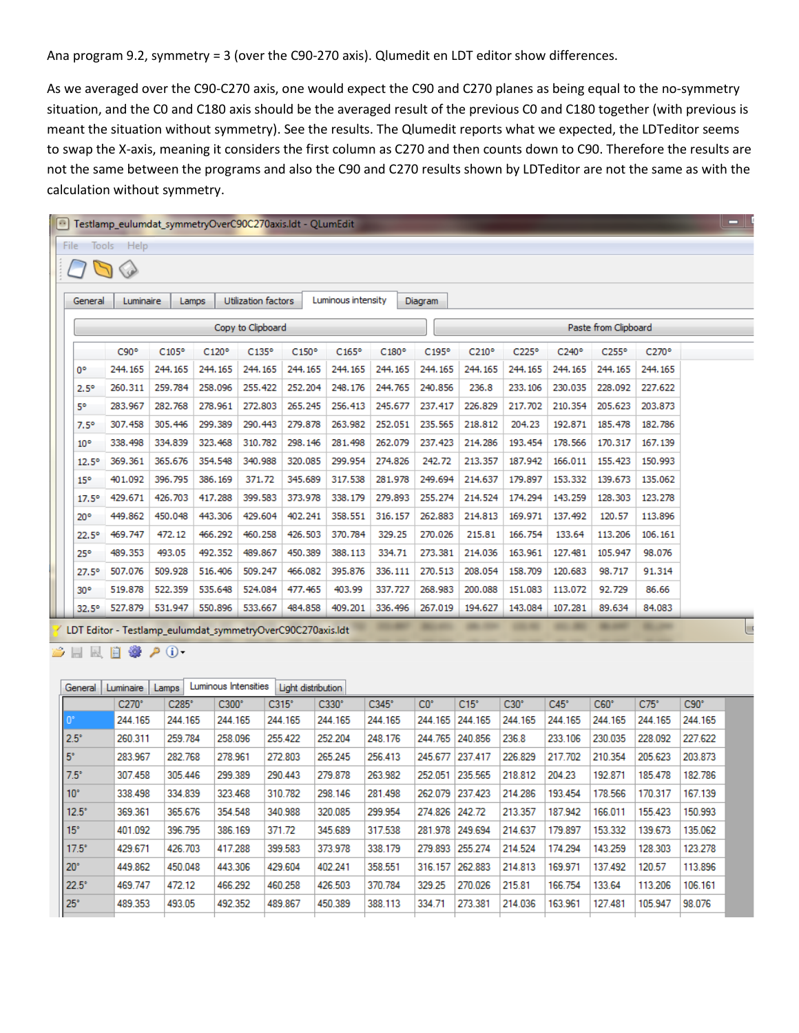Ana program 9.2, symmetry = 3 (over the C90-270 axis). Qlumedit en LDT editor show differences.

As we averaged over the C90-C270 axis, one would expect the C90 and C270 planes as being equal to the no-symmetry situation, and the C0 and C180 axis should be the averaged result of the previous C0 and C180 together (with previous is meant the situation without symmetry). See the results. The Qlumedit reports what we expected, the LDTeditor seems to swap the X-axis, meaning it considers the first column as C270 and then counts down to C90. Therefore the results are not the same between the programs and also the C90 and C270 results shown by LDTeditor are not the same as with the calculation without symmetry.

Testlamp_eulumdat_symmetryOverC90C270axis.ldt - QLumEdit

File Tools Help

General | Luminaire | Lamps | Utilization factors | Luminous intensity | Diagram

Copy to Clipboard | Paste from Clipboard

| | C90° | C105° | C120° | C135° | C150° | C165° | C180° | C195° | C210° | C225° | C240° | C255° | C270° |
|---|---|---|---|---|---|---|---|---|---|---|---|---|---|
| 0° | 244.165 | 244.165 | 244.165 | 244.165 | 244.165 | 244.165 | 244.165 | 244.165 | 244.165 | 244.165 | 244.165 | 244.165 | 244.165 |
| 2.5° | 260.311 | 259.784 | 258.096 | 255.422 | 252.204 | 248.176 | 244.765 | 240.856 | 236.8 | 233.106 | 230.035 | 228.092 | 227.622 |
| 5° | 283.967 | 282.768 | 278.961 | 272.803 | 265.245 | 256.413 | 245.677 | 237.417 | 226.829 | 217.702 | 210.354 | 205.623 | 203.873 |
| 7.5° | 307.458 | 305.446 | 299.389 | 290.443 | 279.878 | 263.982 | 252.051 | 235.565 | 218.812 | 204.23 | 192.871 | 185.478 | 182.786 |
| 10° | 338.498 | 334.839 | 323.468 | 310.782 | 298.146 | 281.498 | 262.079 | 237.423 | 214.286 | 193.454 | 178.566 | 170.317 | 167.139 |
| 12.5° | 369.361 | 365.676 | 354.548 | 340.988 | 320.085 | 299.954 | 274.826 | 242.72 | 213.357 | 187.942 | 166.011 | 155.423 | 150.993 |
| 15° | 401.092 | 396.795 | 386.169 | 371.72 | 345.689 | 317.538 | 281.978 | 249.694 | 214.637 | 179.897 | 153.332 | 139.673 | 135.062 |
| 17.5° | 429.671 | 426.703 | 417.288 | 399.583 | 373.978 | 338.179 | 279.893 | 255.274 | 214.524 | 174.294 | 143.259 | 128.303 | 123.278 |
| 20° | 449.862 | 450.048 | 443.306 | 429.604 | 402.241 | 358.551 | 316.157 | 262.883 | 214.813 | 169.971 | 137.492 | 120.57 | 113.896 |
| 22.5° | 469.747 | 472.12 | 466.292 | 460.258 | 426.503 | 370.784 | 329.25 | 270.026 | 215.81 | 166.754 | 133.64 | 113.206 | 106.161 |
| 25° | 489.353 | 493.05 | 492.352 | 489.867 | 450.389 | 388.113 | 334.71 | 273.381 | 214.036 | 163.961 | 127.481 | 105.947 | 98.076 |
| 27.5° | 507.076 | 509.928 | 516.406 | 509.247 | 466.082 | 395.876 | 336.111 | 270.513 | 208.054 | 158.709 | 120.683 | 98.717 | 91.314 |
| 30° | 519.878 | 522.359 | 535.648 | 524.084 | 477.465 | 403.99 | 337.727 | 268.983 | 200.088 | 151.083 | 113.072 | 92.729 | 86.66 |
| 32.5° | 527.879 | 531.947 | 550.896 | 533.667 | 484.858 | 409.201 | 336.496 | 267.019 | 194.627 | 143.084 | 107.281 | 89.634 | 84.083 |

LDT Editor - Testlamp_eulumdat_symmetryOverC90C270axis.ldt

General | Luminaire | Lamps | Luminous Intensities | Light distribution

| | C270° | C285° | C300° | C315° | C330° | C345° | C0° | C15° | C30° | C45° | C60° | C75° | C90° |
|---|---|---|---|---|---|---|---|---|---|---|---|---|---|
| 0° | 244.165 | 244.165 | 244.165 | 244.165 | 244.165 | 244.165 | 244.165 | 244.165 | 244.165 | 244.165 | 244.165 | 244.165 | 244.165 |
| 2.5° | 260.311 | 259.784 | 258.096 | 255.422 | 252.204 | 248.176 | 244.765 | 240.856 | 236.8 | 233.106 | 230.035 | 228.092 | 227.622 |
| 5° | 283.967 | 282.768 | 278.961 | 272.803 | 265.245 | 256.413 | 245.677 | 237.417 | 226.829 | 217.702 | 210.354 | 205.623 | 203.873 |
| 7.5° | 307.458 | 305.446 | 299.389 | 290.443 | 279.878 | 263.982 | 252.051 | 235.565 | 218.812 | 204.23 | 192.871 | 185.478 | 182.786 |
| 10° | 338.498 | 334.839 | 323.468 | 310.782 | 298.146 | 281.498 | 262.079 | 237.423 | 214.286 | 193.454 | 178.566 | 170.317 | 167.139 |
| 12.5° | 369.361 | 365.676 | 354.548 | 340.988 | 320.085 | 299.954 | 274.826 | 242.72 | 213.357 | 187.942 | 166.011 | 155.423 | 150.993 |
| 15° | 401.092 | 396.795 | 386.169 | 371.72 | 345.689 | 317.538 | 281.978 | 249.694 | 214.637 | 179.897 | 153.332 | 139.673 | 135.062 |
| 17.5° | 429.671 | 426.703 | 417.288 | 399.583 | 373.978 | 338.179 | 279.893 | 255.274 | 214.524 | 174.294 | 143.259 | 128.303 | 123.278 |
| 20° | 449.862 | 450.048 | 443.306 | 429.604 | 402.241 | 358.551 | 316.157 | 262.883 | 214.813 | 169.971 | 137.492 | 120.57 | 113.896 |
| 22.5° | 469.747 | 472.12 | 466.292 | 460.258 | 426.503 | 370.784 | 329.25 | 270.026 | 215.81 | 166.754 | 133.64 | 113.206 | 106.161 |
| 25° | 489.353 | 493.05 | 492.352 | 489.867 | 450.389 | 388.113 | 334.71 | 273.381 | 214.036 | 163.961 | 127.481 | 105.947 | 98.076 |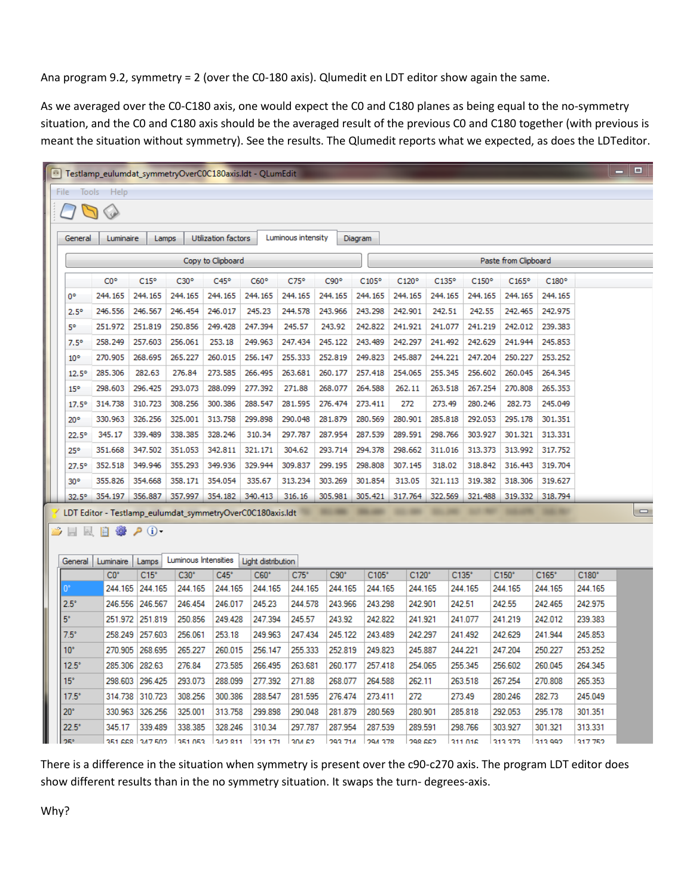Ana program 9.2, symmetry = 2 (over the C0-180 axis). Qlumedit en LDT editor show again the same.

As we averaged over the C0-C180 axis, one would expect the C0 and C180 planes as being equal to the no-symmetry situation, and the C0 and C180 axis should be the averaged result of the previous C0 and C180 together (with previous is meant the situation without symmetry). See the results. The Qlumedit reports what we expected, as does the LDTeditor.

Testlamp_eulumdat_symmetryOverC0C180axis.ldt - QLumEdit

File Tools Help

General | Luminaire | Lamps | Utilization factors | Luminous intensity | Diagram

Copy to Clipboard | Paste from Clipboard

| | C0° | C15° | C30° | C45° | C60° | C75° | C90° | C105° | C120° | C135° | C150° | C165° | C180° |
|---|---|---|---|---|---|---|---|---|---|---|---|---|---|
| 0° | 244.165 | 244.165 | 244.165 | 244.165 | 244.165 | 244.165 | 244.165 | 244.165 | 244.165 | 244.165 | 244.165 | 244.165 | 244.165 |
| 2.5° | 246.556 | 246.567 | 246.454 | 246.017 | 245.23 | 244.578 | 243.966 | 243.298 | 242.901 | 242.51 | 242.55 | 242.465 | 242.975 |
| 5° | 251.972 | 251.819 | 250.856 | 249.428 | 247.394 | 245.57 | 243.92 | 242.822 | 241.921 | 241.077 | 241.219 | 242.012 | 239.383 |
| 7.5° | 258.249 | 257.603 | 256.061 | 253.18 | 249.963 | 247.434 | 245.122 | 243.489 | 242.297 | 241.492 | 242.629 | 241.944 | 245.853 |
| 10° | 270.905 | 268.695 | 265.227 | 260.015 | 256.147 | 255.333 | 252.819 | 249.823 | 245.887 | 244.221 | 247.204 | 250.227 | 253.252 |
| 12.5° | 285.306 | 282.63 | 276.84 | 273.585 | 266.495 | 263.681 | 260.177 | 257.418 | 254.065 | 255.345 | 256.602 | 260.045 | 264.345 |
| 15° | 298.603 | 296.425 | 293.073 | 288.099 | 277.392 | 271.88 | 268.077 | 264.588 | 262.11 | 263.518 | 267.254 | 270.808 | 265.353 |
| 17.5° | 314.738 | 310.723 | 308.256 | 300.386 | 288.547 | 281.595 | 276.474 | 273.411 | 272 | 273.49 | 280.246 | 282.73 | 245.049 |
| 20° | 330.963 | 326.256 | 325.001 | 313.758 | 299.898 | 290.048 | 281.879 | 280.569 | 280.901 | 285.818 | 292.053 | 295.178 | 301.351 |
| 22.5° | 345.17 | 339.489 | 338.385 | 328.246 | 310.34 | 297.787 | 287.954 | 287.539 | 289.591 | 298.766 | 303.927 | 301.321 | 313.331 |
| 25° | 351.668 | 347.502 | 351.053 | 342.811 | 321.171 | 304.62 | 293.714 | 294.378 | 298.662 | 311.016 | 313.373 | 313.992 | 317.752 |
| 27.5° | 352.518 | 349.946 | 355.293 | 349.936 | 329.944 | 309.837 | 299.195 | 298.808 | 307.145 | 318.02 | 318.842 | 316.443 | 319.704 |
| 30° | 355.826 | 354.668 | 358.171 | 354.054 | 335.67 | 313.234 | 303.269 | 301.854 | 313.05 | 321.113 | 319.382 | 318.306 | 319.627 |
| 32.5° | 354.197 | 356.887 | 357.997 | 354.182 | 340.413 | 316.16 | 305.981 | 305.421 | 317.764 | 322.569 | 321.488 | 319.332 | 318.794 |

LDT Editor - Testlamp_eulumdat_symmetryOverC0C180axis.ldt

General | Luminaire | Lamps | Luminous Intensities | Light distribution

| | C0° | C15° | C30° | C45° | C60° | C75° | C90° | C105° | C120° | C135° | C150° | C165° | C180° |
|---|---|---|---|---|---|---|---|---|---|---|---|---|---|
| 0° | 244.165 | 244.165 | 244.165 | 244.165 | 244.165 | 244.165 | 244.165 | 244.165 | 244.165 | 244.165 | 244.165 | 244.165 | 244.165 |
| 2.5° | 246.556 | 246.567 | 246.454 | 246.017 | 245.23 | 244.578 | 243.966 | 243.298 | 242.901 | 242.51 | 242.55 | 242.465 | 242.975 |
| 5° | 251.972 | 251.819 | 250.856 | 249.428 | 247.394 | 245.57 | 243.92 | 242.822 | 241.921 | 241.077 | 241.219 | 242.012 | 239.383 |
| 7.5° | 258.249 | 257.603 | 256.061 | 253.18 | 249.963 | 247.434 | 245.122 | 243.489 | 242.297 | 241.492 | 242.629 | 241.944 | 245.853 |
| 10° | 270.905 | 268.695 | 265.227 | 260.015 | 256.147 | 255.333 | 252.819 | 249.823 | 245.887 | 244.221 | 247.204 | 250.227 | 253.252 |
| 12.5° | 285.306 | 282.63 | 276.84 | 273.585 | 266.495 | 263.681 | 260.177 | 257.418 | 254.065 | 255.345 | 256.602 | 260.045 | 264.345 |
| 15° | 298.603 | 296.425 | 293.073 | 288.099 | 277.392 | 271.88 | 268.077 | 264.588 | 262.11 | 263.518 | 267.254 | 270.808 | 265.353 |
| 17.5° | 314.738 | 310.723 | 308.256 | 300.386 | 288.547 | 281.595 | 276.474 | 273.411 | 272 | 273.49 | 280.246 | 282.73 | 245.049 |
| 20° | 330.963 | 326.256 | 325.001 | 313.758 | 299.898 | 290.048 | 281.879 | 280.569 | 280.901 | 285.818 | 292.053 | 295.178 | 301.351 |
| 22.5° | 345.17 | 339.489 | 338.385 | 328.246 | 310.34 | 297.787 | 287.954 | 287.539 | 289.591 | 298.766 | 303.927 | 301.321 | 313.331 |
| 25° | 351.668 | 347.502 | 351.053 | 342.811 | 321.171 | 304.62 | 293.714 | 294.378 | 298.662 | 311.016 | 313.373 | 313.992 | 317.752 |

There is a difference in the situation when symmetry is present over the c90-c270 axis. The program LDT editor does show different results than in the no symmetry situation. It swaps the turn- degrees-axis.

Why?